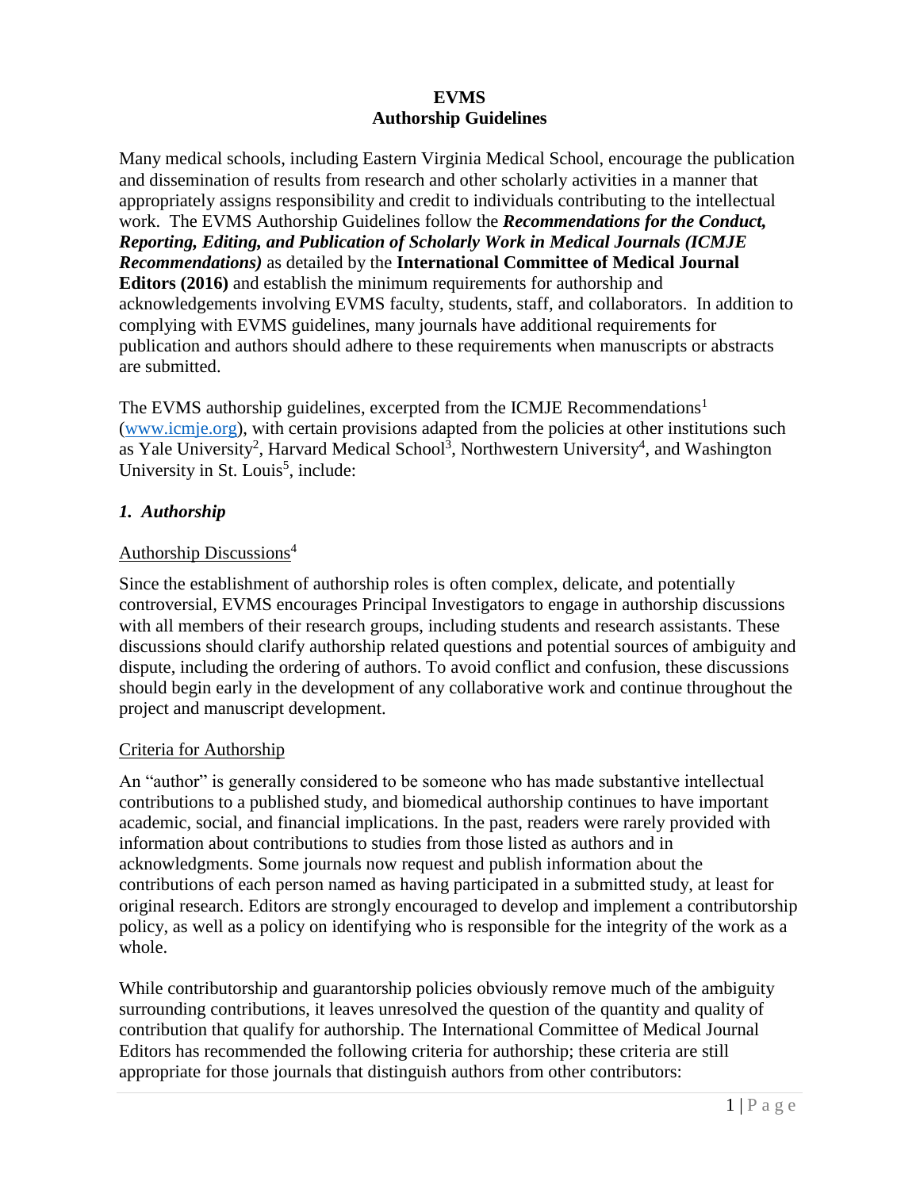# EVMS
# Authorship Guidelines

Many medical schools, including Eastern Virginia Medical School, encourage the publication and dissemination of results from research and other scholarly activities in a manner that appropriately assigns responsibility and credit to individuals contributing to the intellectual work. The EVMS Authorship Guidelines follow the ***Recommendations for the Conduct, Reporting, Editing, and Publication of Scholarly Work in Medical Journals (ICMJE Recommendations)*** as detailed by the **International Committee of Medical Journal Editors (2016)** and establish the minimum requirements for authorship and acknowledgements involving EVMS faculty, students, staff, and collaborators. In addition to complying with EVMS guidelines, many journals have additional requirements for publication and authors should adhere to these requirements when manuscripts or abstracts are submitted.

The EVMS authorship guidelines, excerpted from the ICMJE Recommendations[1] (www.icmje.org), with certain provisions adapted from the policies at other institutions such as Yale University[2], Harvard Medical School[3], Northwestern University[4], and Washington University in St. Louis[5], include:

## *1. Authorship*

### Authorship Discussions[4]

Since the establishment of authorship roles is often complex, delicate, and potentially controversial, EVMS encourages Principal Investigators to engage in authorship discussions with all members of their research groups, including students and research assistants. These discussions should clarify authorship related questions and potential sources of ambiguity and dispute, including the ordering of authors. To avoid conflict and confusion, these discussions should begin early in the development of any collaborative work and continue throughout the project and manuscript development.

### Criteria for Authorship

An "author" is generally considered to be someone who has made substantive intellectual contributions to a published study, and biomedical authorship continues to have important academic, social, and financial implications. In the past, readers were rarely provided with information about contributions to studies from those listed as authors and in acknowledgments. Some journals now request and publish information about the contributions of each person named as having participated in a submitted study, at least for original research. Editors are strongly encouraged to develop and implement a contributorship policy, as well as a policy on identifying who is responsible for the integrity of the work as a whole.

While contributorship and guarantorship policies obviously remove much of the ambiguity surrounding contributions, it leaves unresolved the question of the quantity and quality of contribution that qualify for authorship. The International Committee of Medical Journal Editors has recommended the following criteria for authorship; these criteria are still appropriate for those journals that distinguish authors from other contributors: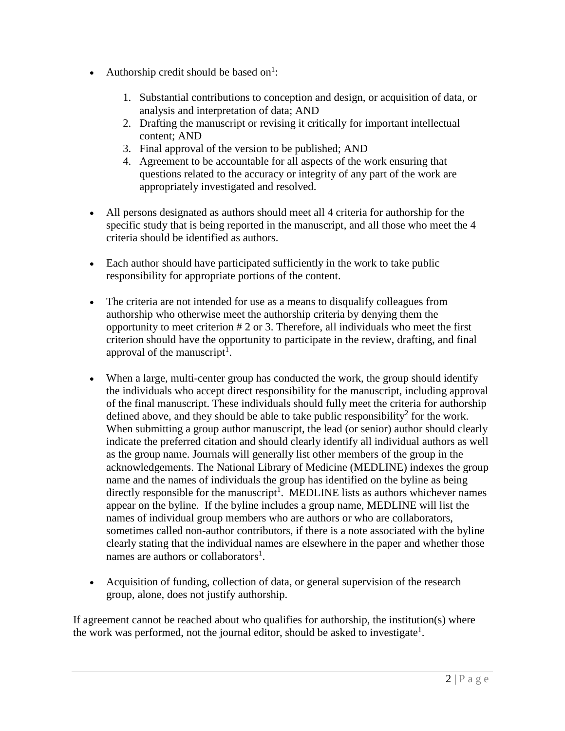- Authorship credit should be based on[1]:

    1. Substantial contributions to conception and design, or acquisition of data, or analysis and interpretation of data; AND
    2. Drafting the manuscript or revising it critically for important intellectual content; AND
    3. Final approval of the version to be published; AND
    4. Agreement to be accountable for all aspects of the work ensuring that questions related to the accuracy or integrity of any part of the work are appropriately investigated and resolved.

- All persons designated as authors should meet all 4 criteria for authorship for the specific study that is being reported in the manuscript, and all those who meet the 4 criteria should be identified as authors.

- Each author should have participated sufficiently in the work to take public responsibility for appropriate portions of the content.

- The criteria are not intended for use as a means to disqualify colleagues from authorship who otherwise meet the authorship criteria by denying them the opportunity to meet criterion # 2 or 3. Therefore, all individuals who meet the first criterion should have the opportunity to participate in the review, drafting, and final approval of the manuscript[1].

- When a large, multi-center group has conducted the work, the group should identify the individuals who accept direct responsibility for the manuscript, including approval of the final manuscript. These individuals should fully meet the criteria for authorship defined above, and they should be able to take public responsibility[2] for the work. When submitting a group author manuscript, the lead (or senior) author should clearly indicate the preferred citation and should clearly identify all individual authors as well as the group name. Journals will generally list other members of the group in the acknowledgements. The National Library of Medicine (MEDLINE) indexes the group name and the names of individuals the group has identified on the byline as being directly responsible for the manuscript[1]. MEDLINE lists as authors whichever names appear on the byline. If the byline includes a group name, MEDLINE will list the names of individual group members who are authors or who are collaborators, sometimes called non-author contributors, if there is a note associated with the byline clearly stating that the individual names are elsewhere in the paper and whether those names are authors or collaborators[1].

- Acquisition of funding, collection of data, or general supervision of the research group, alone, does not justify authorship.

If agreement cannot be reached about who qualifies for authorship, the institution(s) where the work was performed, not the journal editor, should be asked to investigate[1].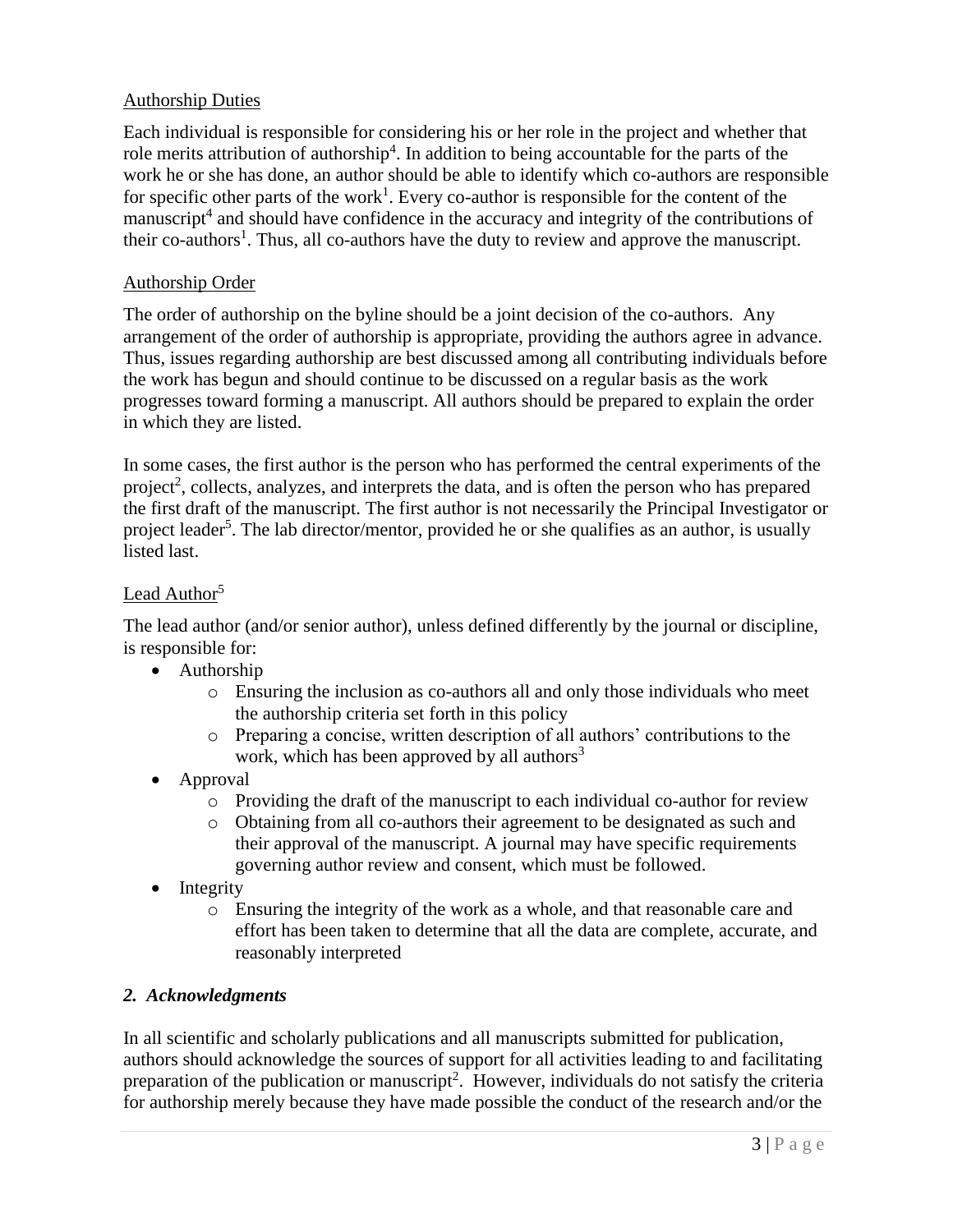Authorship Duties

Each individual is responsible for considering his or her role in the project and whether that role merits attribution of authorship[4]. In addition to being accountable for the parts of the work he or she has done, an author should be able to identify which co-authors are responsible for specific other parts of the work[1]. Every co-author is responsible for the content of the manuscript[4] and should have confidence in the accuracy and integrity of the contributions of their co-authors[1]. Thus, all co-authors have the duty to review and approve the manuscript.

Authorship Order

The order of authorship on the byline should be a joint decision of the co-authors. Any arrangement of the order of authorship is appropriate, providing the authors agree in advance. Thus, issues regarding authorship are best discussed among all contributing individuals before the work has begun and should continue to be discussed on a regular basis as the work progresses toward forming a manuscript. All authors should be prepared to explain the order in which they are listed.

In some cases, the first author is the person who has performed the central experiments of the project[2], collects, analyzes, and interprets the data, and is often the person who has prepared the first draft of the manuscript. The first author is not necessarily the Principal Investigator or project leader[5]. The lab director/mentor, provided he or she qualifies as an author, is usually listed last.

Lead Author[5]

The lead author (and/or senior author), unless defined differently by the journal or discipline, is responsible for:

- Authorship
  - Ensuring the inclusion as co-authors all and only those individuals who meet the authorship criteria set forth in this policy
  - Preparing a concise, written description of all authors' contributions to the work, which has been approved by all authors[3]
- Approval
  - Providing the draft of the manuscript to each individual co-author for review
  - Obtaining from all co-authors their agreement to be designated as such and their approval of the manuscript. A journal may have specific requirements governing author review and consent, which must be followed.
- Integrity
  - Ensuring the integrity of the work as a whole, and that reasonable care and effort has been taken to determine that all the data are complete, accurate, and reasonably interpreted

### *2. Acknowledgments*

In all scientific and scholarly publications and all manuscripts submitted for publication, authors should acknowledge the sources of support for all activities leading to and facilitating preparation of the publication or manuscript[2]. However, individuals do not satisfy the criteria for authorship merely because they have made possible the conduct of the research and/or the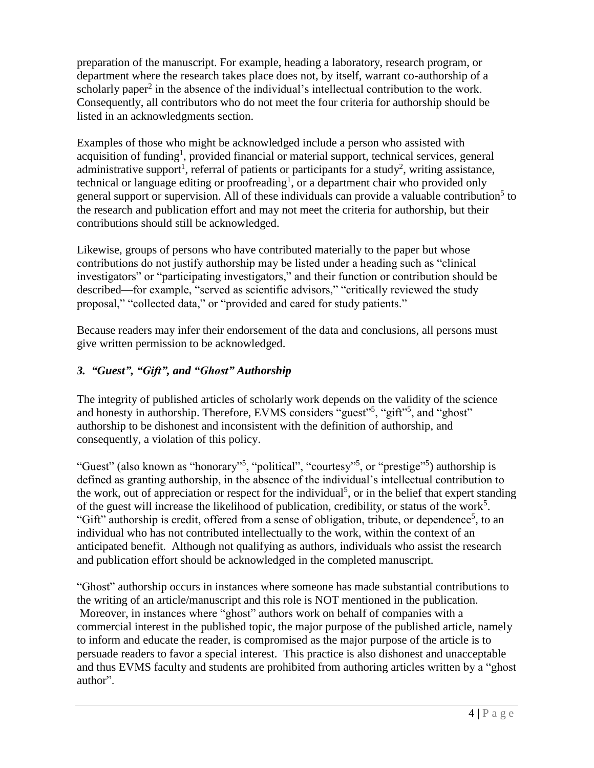preparation of the manuscript. For example, heading a laboratory, research program, or department where the research takes place does not, by itself, warrant co-authorship of a scholarly paper[2] in the absence of the individual's intellectual contribution to the work. Consequently, all contributors who do not meet the four criteria for authorship should be listed in an acknowledgments section.

Examples of those who might be acknowledged include a person who assisted with acquisition of funding[1], provided financial or material support, technical services, general administrative support[1], referral of patients or participants for a study[2], writing assistance, technical or language editing or proofreading[1], or a department chair who provided only general support or supervision. All of these individuals can provide a valuable contribution[5] to the research and publication effort and may not meet the criteria for authorship, but their contributions should still be acknowledged.

Likewise, groups of persons who have contributed materially to the paper but whose contributions do not justify authorship may be listed under a heading such as "clinical investigators" or "participating investigators," and their function or contribution should be described—for example, "served as scientific advisors," "critically reviewed the study proposal," "collected data," or "provided and cared for study patients."

Because readers may infer their endorsement of the data and conclusions, all persons must give written permission to be acknowledged.

### *3. "Guest", "Gift", and "Ghost" Authorship*

The integrity of published articles of scholarly work depends on the validity of the science and honesty in authorship. Therefore, EVMS considers "guest"[5], "gift"[5], and "ghost" authorship to be dishonest and inconsistent with the definition of authorship, and consequently, a violation of this policy.

"Guest" (also known as "honorary"[5], "political", "courtesy"[5], or "prestige"[5]) authorship is defined as granting authorship, in the absence of the individual's intellectual contribution to the work, out of appreciation or respect for the individual[5], or in the belief that expert standing of the guest will increase the likelihood of publication, credibility, or status of the work[5]. "Gift" authorship is credit, offered from a sense of obligation, tribute, or dependence[5], to an individual who has not contributed intellectually to the work, within the context of an anticipated benefit. Although not qualifying as authors, individuals who assist the research and publication effort should be acknowledged in the completed manuscript.

"Ghost" authorship occurs in instances where someone has made substantial contributions to the writing of an article/manuscript and this role is NOT mentioned in the publication. Moreover, in instances where "ghost" authors work on behalf of companies with a commercial interest in the published topic, the major purpose of the published article, namely to inform and educate the reader, is compromised as the major purpose of the article is to persuade readers to favor a special interest. This practice is also dishonest and unacceptable and thus EVMS faculty and students are prohibited from authoring articles written by a "ghost author".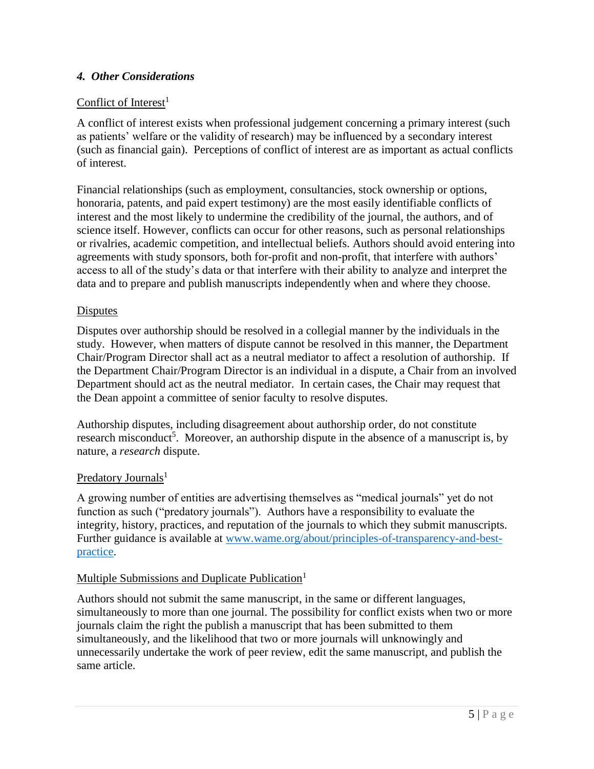### *4. Other Considerations*

Conflict of Interest[1]

A conflict of interest exists when professional judgement concerning a primary interest (such as patients' welfare or the validity of research) may be influenced by a secondary interest (such as financial gain). Perceptions of conflict of interest are as important as actual conflicts of interest.

Financial relationships (such as employment, consultancies, stock ownership or options, honoraria, patents, and paid expert testimony) are the most easily identifiable conflicts of interest and the most likely to undermine the credibility of the journal, the authors, and of science itself. However, conflicts can occur for other reasons, such as personal relationships or rivalries, academic competition, and intellectual beliefs. Authors should avoid entering into agreements with study sponsors, both for-profit and non-profit, that interfere with authors' access to all of the study's data or that interfere with their ability to analyze and interpret the data and to prepare and publish manuscripts independently when and where they choose.

Disputes

Disputes over authorship should be resolved in a collegial manner by the individuals in the study. However, when matters of dispute cannot be resolved in this manner, the Department Chair/Program Director shall act as a neutral mediator to affect a resolution of authorship. If the Department Chair/Program Director is an individual in a dispute, a Chair from an involved Department should act as the neutral mediator. In certain cases, the Chair may request that the Dean appoint a committee of senior faculty to resolve disputes.

Authorship disputes, including disagreement about authorship order, do not constitute research misconduct[5]. Moreover, an authorship dispute in the absence of a manuscript is, by nature, a *research* dispute.

Predatory Journals[1]

A growing number of entities are advertising themselves as "medical journals" yet do not function as such ("predatory journals"). Authors have a responsibility to evaluate the integrity, history, practices, and reputation of the journals to which they submit manuscripts. Further guidance is available at [www.wame.org/about/principles-of-transparency-and-best-practice](http://www.wame.org/about/principles-of-transparency-and-best-practice).

Multiple Submissions and Duplicate Publication[1]

Authors should not submit the same manuscript, in the same or different languages, simultaneously to more than one journal. The possibility for conflict exists when two or more journals claim the right the publish a manuscript that has been submitted to them simultaneously, and the likelihood that two or more journals will unknowingly and unnecessarily undertake the work of peer review, edit the same manuscript, and publish the same article.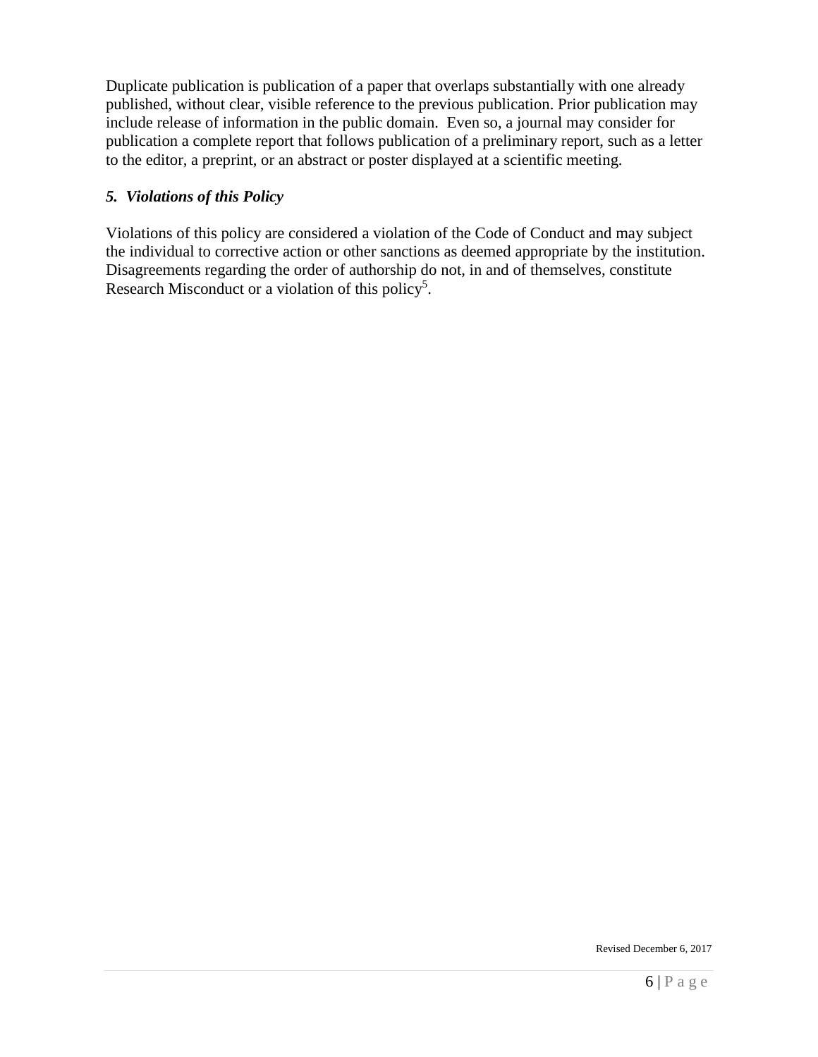Duplicate publication is publication of a paper that overlaps substantially with one already published, without clear, visible reference to the previous publication. Prior publication may include release of information in the public domain. Even so, a journal may consider for publication a complete report that follows publication of a preliminary report, such as a letter to the editor, a preprint, or an abstract or poster displayed at a scientific meeting.

### *5. Violations of this Policy*

Violations of this policy are considered a violation of the Code of Conduct and may subject the individual to corrective action or other sanctions as deemed appropriate by the institution. Disagreements regarding the order of authorship do not, in and of themselves, constitute Research Misconduct or a violation of this policy[5].

Revised December 6, 2017